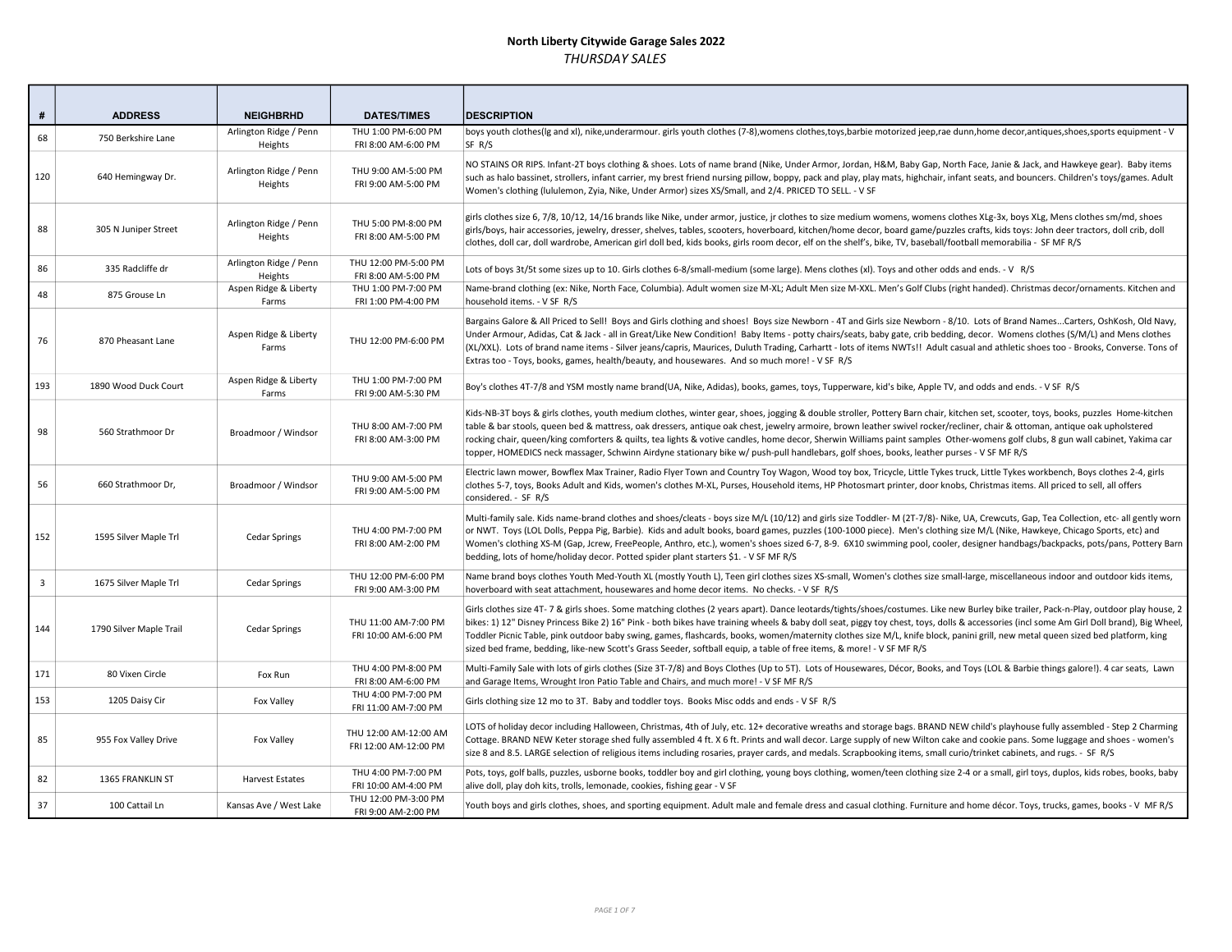**North Liberty Citywide Garage Sales 2022**

*THURSDAY SALES*

| # | ADDRESS | NEIGHBRHD | DATES/TIMES | DESCRIPTION |
|---|---|---|---|---|
| 68 | 750 Berkshire Lane | Arlington Ridge / Penn Heights | THU 1:00 PM-6:00 PM FRI 8:00 AM-6:00 PM | boys youth clothes(lg and xl), nike,underarmour. girls youth clothes (7-8),womens clothes,toys,barbie motorized jeep,rae dunn,home decor,antiques,shoes,sports equipment - V SF R/S |
| 120 | 640 Hemingway Dr. | Arlington Ridge / Penn Heights | THU 9:00 AM-5:00 PM FRI 9:00 AM-5:00 PM | NO STAINS OR RIPS. Infant-2T boys clothing & shoes. Lots of name brand (Nike, Under Armor, Jordan, H&M, Baby Gap, North Face, Janie & Jack, and Hawkeye gear). Baby items such as halo bassinet, strollers, infant carrier, my brest friend nursing pillow, boppy, pack and play, play mats, highchair, infant seats, and bouncers. Children's toys/games. Adult Women's clothing (lululemon, Zyia, Nike, Under Armor) sizes XS/Small, and 2/4. PRICED TO SELL. - V SF |
| 88 | 305 N Juniper Street | Arlington Ridge / Penn Heights | THU 5:00 PM-8:00 PM FRI 8:00 AM-5:00 PM | girls clothes size 6, 7/8, 10/12, 14/16 brands like Nike, under armor, justice, jr clothes to size medium womens, womens clothes XLg-3x, boys XLg, Mens clothes sm/md, shoes girls/boys, hair accessories, jewelry, dresser, shelves, tables, scooters, hoverboard, kitchen/home decor, board game/puzzles crafts, kids toys: John deer tractors, doll crib, doll clothes, doll car, doll wardrobe, American girl doll bed, kids books, girls room decor, elf on the shelf's, bike, TV, baseball/football memorabilia - SF MF R/S |
| 86 | 335 Radcliffe dr | Arlington Ridge / Penn Heights | THU 12:00 PM-5:00 PM FRI 8:00 AM-5:00 PM | Lots of boys 3t/5t some sizes up to 10. Girls clothes 6-8/small-medium (some large). Mens clothes (xl). Toys and other odds and ends. - V R/S |
| 48 | 875 Grouse Ln | Aspen Ridge & Liberty Farms | THU 1:00 PM-7:00 PM FRI 1:00 PM-4:00 PM | Name-brand clothing (ex: Nike, North Face, Columbia). Adult women size M-XL; Adult Men size M-XXL. Men's Golf Clubs (right handed). Christmas decor/ornaments. Kitchen and household items. - V SF R/S |
| 76 | 870 Pheasant Lane | Aspen Ridge & Liberty Farms | THU 12:00 PM-6:00 PM | Bargains Galore & All Priced to Sell! Boys and Girls clothing and shoes! Boys size Newborn - 4T and Girls size Newborn - 8/10. Lots of Brand Names...Carters, OshKosh, Old Navy, Under Armour, Adidas, Cat & Jack - all in Great/Like New Condition! Baby Items - potty chairs/seats, baby gate, crib bedding, decor. Womens clothes (S/M/L) and Mens clothes (XL/XXL). Lots of brand name items - Silver jeans/capris, Maurices, Duluth Trading, Carhartt - lots of items NWTs!! Adult casual and athletic shoes too - Brooks, Converse. Tons of Extras too - Toys, books, games, health/beauty, and housewares. And so much more! - V SF R/S |
| 193 | 1890 Wood Duck Court | Aspen Ridge & Liberty Farms | THU 1:00 PM-7:00 PM FRI 9:00 AM-5:30 PM | Boy's clothes 4T-7/8 and YSM mostly name brand(UA, Nike, Adidas), books, games, toys, Tupperware, kid's bike, Apple TV, and odds and ends. - V SF R/S |
| 98 | 560 Strathmoor Dr | Broadmoor / Windsor | THU 8:00 AM-7:00 PM FRI 8:00 AM-3:00 PM | Kids-NB-3T boys & girls clothes, youth medium clothes, winter gear, shoes, jogging & double stroller, Pottery Barn chair, kitchen set, scooter, toys, books, puzzles Home-kitchen table & bar stools, queen bed & mattress, oak dressers, antique oak chest, jewelry armoire, brown leather swivel rocker/recliner, chair & ottoman, antique oak upholstered rocking chair, queen/king comforters & quilts, tea lights & votive candles, home decor, Sherwin Williams paint samples Other-womens golf clubs, 8 gun wall cabinet, Yakima car topper, HOMEDICS neck massager, Schwinn Airdyne stationary bike w/ push-pull handlebars, golf shoes, books, leather purses - V SF MF R/S |
| 56 | 660 Strathmoor Dr, | Broadmoor / Windsor | THU 9:00 AM-5:00 PM FRI 9:00 AM-5:00 PM | Electric lawn mower, Bowflex Max Trainer, Radio Flyer Town and Country Toy Wagon, Wood toy box, Tricycle, Little Tykes truck, Little Tykes workbench, Boys clothes 2-4, girls clothes 5-7, toys, Books Adult and Kids, women's clothes M-XL, Purses, Household items, HP Photosmart printer, door knobs, Christmas items. All priced to sell, all offers considered. - SF R/S |
| 152 | 1595 Silver Maple Trl | Cedar Springs | THU 4:00 PM-7:00 PM FRI 8:00 AM-2:00 PM | Multi-family sale. Kids name-brand clothes and shoes/cleats - boys size M/L (10/12) and girls size Toddler- M (2T-7/8)- Nike, UA, Crewcuts, Gap, Tea Collection, etc- all gently worn or NWT. Toys (LOL Dolls, Peppa Pig, Barbie). Kids and adult books, board games, puzzles (100-1000 piece). Men's clothing size M/L (Nike, Hawkeye, Chicago Sports, etc) and Women's clothing XS-M (Gap, Jcrew, FreePeople, Anthro, etc.), women's shoes sized 6-7, 8-9. 6X10 swimming pool, cooler, designer handbags/backpacks, pots/pans, Pottery Barn bedding, lots of home/holiday decor. Potted spider plant starters $1. - V SF MF R/S |
| 3 | 1675 Silver Maple Trl | Cedar Springs | THU 12:00 PM-6:00 PM FRI 9:00 AM-3:00 PM | Name brand boys clothes Youth Med-Youth XL (mostly Youth L), Teen girl clothes sizes XS-small, Women's clothes size small-large, miscellaneous indoor and outdoor kids items, hoverboard with seat attachment, housewares and home decor items. No checks. - V SF R/S |
| 144 | 1790 Silver Maple Trail | Cedar Springs | THU 11:00 AM-7:00 PM FRI 10:00 AM-6:00 PM | Girls clothes size 4T- 7 & girls shoes. Some matching clothes (2 years apart). Dance leotards/tights/shoes/costumes. Like new Burley bike trailer, Pack-n-Play, outdoor play house, 2 bikes: 1) 12" Disney Princess Bike 2) 16" Pink - both bikes have training wheels & baby doll seat, piggy toy chest, toys, dolls & accessories (incl some Am Girl Doll brand), Big Wheel, Toddler Picnic Table, pink outdoor baby swing, games, flashcards, books, women/maternity clothes size M/L, knife block, panini grill, new metal queen sized bed platform, king sized bed frame, bedding, like-new Scott's Grass Seeder, softball equip, a table of free items, & more! - V SF MF R/S |
| 171 | 80 Vixen Circle | Fox Run | THU 4:00 PM-8:00 PM FRI 8:00 AM-6:00 PM | Multi-Family Sale with lots of girls clothes (Size 3T-7/8) and Boys Clothes (Up to 5T). Lots of Housewares, Décor, Books, and Toys (LOL & Barbie things galore!). 4 car seats, Lawn and Garage Items, Wrought Iron Patio Table and Chairs, and much more! - V SF MF R/S |
| 153 | 1205 Daisy Cir | Fox Valley | THU 4:00 PM-7:00 PM FRI 11:00 AM-7:00 PM | Girls clothing size 12 mo to 3T. Baby and toddler toys. Books Misc odds and ends - V SF R/S |
| 85 | 955 Fox Valley Drive | Fox Valley | THU 12:00 AM-12:00 AM FRI 12:00 AM-12:00 PM | LOTS of holiday decor including Halloween, Christmas, 4th of July, etc. 12+ decorative wreaths and storage bags. BRAND NEW child's playhouse fully assembled - Step 2 Charming Cottage. BRAND NEW Keter storage shed fully assembled 4 ft. X 6 ft. Prints and wall decor. Large supply of new Wilton cake and cookie pans. Some luggage and shoes - women's size 8 and 8.5. LARGE selection of religious items including rosaries, prayer cards, and medals. Scrapbooking items, small curio/trinket cabinets, and rugs. - SF R/S |
| 82 | 1365 FRANKLIN ST | Harvest Estates | THU 4:00 PM-7:00 PM FRI 10:00 AM-4:00 PM | Pots, toys, golf balls, puzzles, usborne books, toddler boy and girl clothing, young boys clothing, women/teen clothing size 2-4 or a small, girl toys, duplos, kids robes, books, baby alive doll, play doh kits, trolls, lemonade, cookies, fishing gear - V SF |
| 37 | 100 Cattail Ln | Kansas Ave / West Lake | THU 12:00 PM-3:00 PM FRI 9:00 AM-2:00 PM | Youth boys and girls clothes, shoes, and sporting equipment. Adult male and female dress and casual clothing. Furniture and home décor. Toys, trucks, games, books - V MF R/S |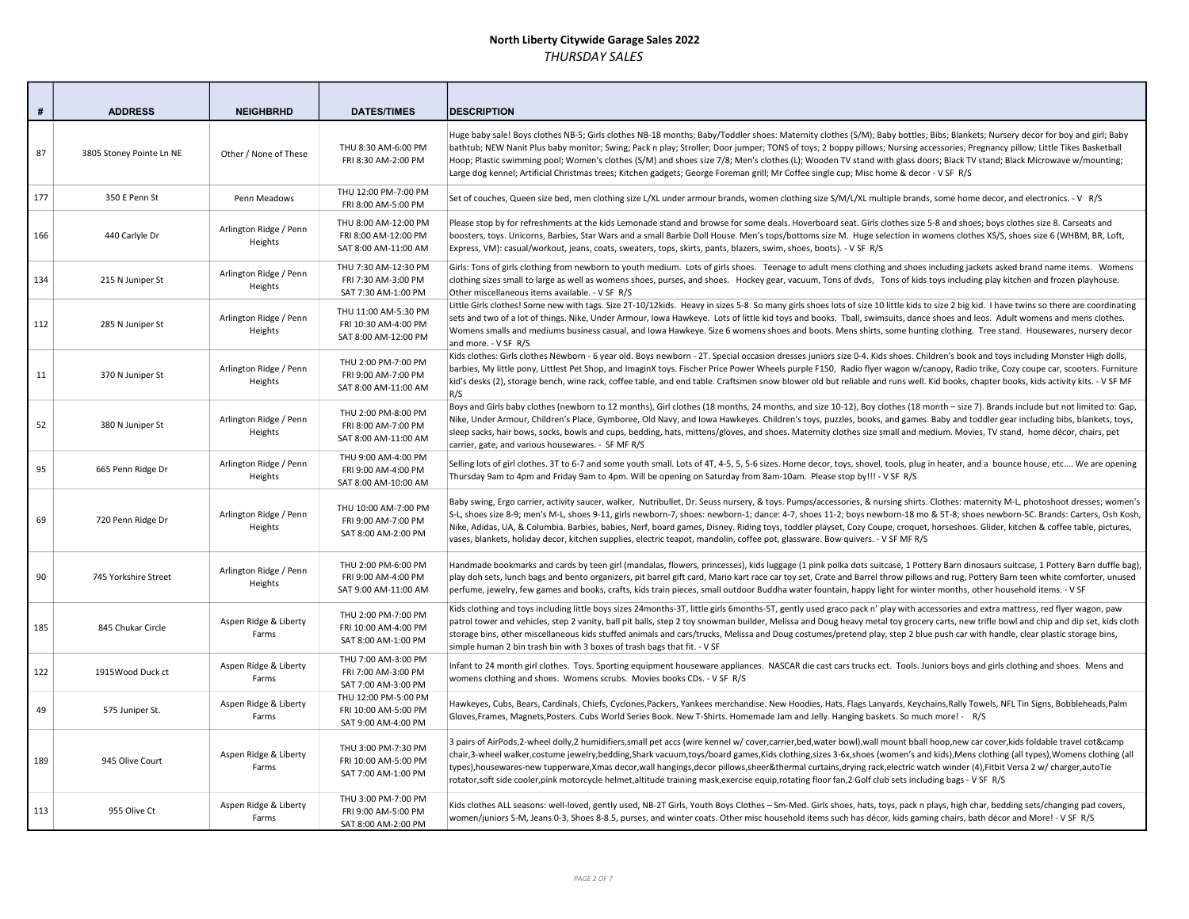## North Liberty Citywide Garage Sales 2022

*THURSDAY SALES*

| # | ADDRESS | NEIGHBRHD | DATES/TIMES | DESCRIPTION |
|---|---|---|---|---|
| 87 | 3805 Stoney Pointe Ln NE | Other / None of These | THU 8:30 AM-6:00 PM<br>FRI 8:30 AM-2:00 PM | Huge baby sale! Boys clothes NB-5; Girls clothes NB-18 months; Baby/Toddler shoes: Maternity clothes (S/M); Baby bottles; Bibs; Blankets; Nursery decor for boy and girl; Baby bathtub; NEW Nanit Plus baby monitor; Swing; Pack n play; Stroller; Door jumper; TONS of toys; 2 boppy pillows; Nursing accessories; Pregnancy pillow; Little Tikes Basketball Hoop; Plastic swimming pool; Women's clothes (S/M) and shoes size 7/8; Men's clothes (L); Wooden TV stand with glass doors; Black TV stand; Black Microwave w/mounting; Large dog kennel; Artificial Christmas trees; Kitchen gadgets; George Foreman grill; Mr Coffee single cup; Misc home & decor - V SF R/S |
| 177 | 350 E Penn St | Penn Meadows | THU 12:00 PM-7:00 PM<br>FRI 8:00 AM-5:00 PM | Set of couches, Queen size bed, men clothing size L/XL under armour brands, women clothing size S/M/L/XL multiple brands, some home decor, and electronics. - V R/S |
| 166 | 440 Carlyle Dr | Arlington Ridge / Penn Heights | THU 8:00 AM-12:00 PM<br>FRI 8:00 AM-12:00 PM<br>SAT 8:00 AM-11:00 AM | Please stop by for refreshments at the kids Lemonade stand and browse for some deals. Hoverboard seat. Girls clothes size 5-8 and shoes; boys clothes size 8. Carseats and boosters, toys. Unicorns, Barbies, Star Wars and a small Barbie Doll House. Men's tops/bottoms size M. Huge selection in womens clothes XS/S, shoes size 6 (WHBM, BR, Loft, Express, VM): casual/workout, jeans, coats, sweaters, tops, skirts, pants, blazers, swim, shoes, boots). - V SF R/S |
| 134 | 215 N Juniper St | Arlington Ridge / Penn Heights | THU 7:30 AM-12:30 PM<br>FRI 7:30 AM-3:00 PM<br>SAT 7:30 AM-1:00 PM | Girls: Tons of girls clothing from newborn to youth medium. Lots of girls shoes. Teenage to adult mens clothing and shoes including jackets asked brand name items. Womens clothing sizes small to large as well as womens shoes, purses, and shoes. Hockey gear, vacuum, Tons of dvds, Tons of kids toys including play kitchen and frozen playhouse. Other miscellaneous items available. - V SF R/S |
| 112 | 285 N Juniper St | Arlington Ridge / Penn Heights | THU 11:00 AM-5:30 PM<br>FRI 10:30 AM-4:00 PM<br>SAT 8:00 AM-12:00 PM | Little Girls clothes! Some new with tags. Size 2T-10/12kids. Heavy in sizes 5-8. So many girls shoes lots of size 10 little kids to size 2 big kid. I have twins so there are coordinating sets and two of a lot of things. Nike, Under Armour, Iowa Hawkeye. Lots of little kid toys and books. Tball, swimsuits, dance shoes and leos. Adult womens and mens clothes. Womens smalls and mediums business casual, and Iowa Hawkeye. Size 6 womens shoes and boots. Mens shirts, some hunting clothing. Tree stand. Housewares, nursery decor and more. - V SF R/S |
| 11 | 370 N Juniper St | Arlington Ridge / Penn Heights | THU 2:00 PM-7:00 PM<br>FRI 9:00 AM-7:00 PM<br>SAT 8:00 AM-11:00 AM | Kids clothes: Girls clothes Newborn - 6 year old. Boys newborn - 2T. Special occasion dresses juniors size 0-4. Kids shoes. Children's book and toys including Monster High dolls, barbies, My little pony, Littlest Pet Shop, and ImaginX toys. Fischer Price Power Wheels purple F150, Radio flyer wagon w/canopy, Radio trike, Cozy coupe car, scooters. Furniture kid's desks (2), storage bench, wine rack, coffee table, and end table. Craftsmen snow blower old but reliable and runs well. Kid books, chapter books, kids activity kits. - V SF MF R/S |
| 52 | 380 N Juniper St | Arlington Ridge / Penn Heights | THU 2:00 PM-8:00 PM<br>FRI 8:00 AM-7:00 PM<br>SAT 8:00 AM-11:00 AM | Boys and Girls baby clothes (newborn to 12 months), Girl clothes (18 months, 24 months, and size 10-12), Boy clothes (18 month – size 7). Brands include but not limited to: Gap, Nike, Under Armour, Children's Place, Gymboree, Old Navy, and Iowa Hawkeyes. Children's toys, puzzles, books, and games. Baby and toddler gear including bibs, blankets, toys, sleep sacks, hair bows, socks, bowls and cups, bedding, hats, mittens/gloves, and shoes. Maternity clothes size small and medium. Movies, TV stand, home décor, chairs, pet carrier, gate, and various housewares. - SF MF R/S |
| 95 | 665 Penn Ridge Dr | Arlington Ridge / Penn Heights | THU 9:00 AM-4:00 PM<br>FRI 9:00 AM-4:00 PM<br>SAT 8:00 AM-10:00 AM | Selling lots of girl clothes. 3T to 6-7 and some youth small. Lots of 4T, 4-5, 5, 5-6 sizes. Home decor, toys, shovel, tools, plug in heater, and a bounce house, etc.... We are opening Thursday 9am to 4pm and Friday 9am to 4pm. Will be opening on Saturday from 8am-10am. Please stop by!!! - V SF R/S |
| 69 | 720 Penn Ridge Dr | Arlington Ridge / Penn Heights | THU 10:00 AM-7:00 PM<br>FRI 9:00 AM-7:00 PM<br>SAT 8:00 AM-2:00 PM | Baby swing, Ergo carrier, activity saucer, walker, Nutribullet, Dr. Seuss nursery, & toys. Pumps/accessories, & nursing shirts. Clothes: maternity M-L, photoshoot dresses; women's S-L, shoes size 8-9; men's M-L, shoes 9-11, girls newborn-7, shoes: newborn-1; dance: 4-7, shoes 11-2; boys newborn-18 mo & 5T-8; shoes newborn-5C. Brands: Carters, Osh Kosh, Nike, Adidas, UA, & Columbia. Barbies, babies, Nerf, board games, Disney. Riding toys, toddler playset, Cozy Coupe, croquet, horseshoes. Glider, kitchen & coffee table, pictures, vases, blankets, holiday decor, kitchen supplies, electric teapot, mandolin, coffee pot, glassware. Bow quivers. - V SF MF R/S |
| 90 | 745 Yorkshire Street | Arlington Ridge / Penn Heights | THU 2:00 PM-6:00 PM<br>FRI 9:00 AM-4:00 PM<br>SAT 9:00 AM-11:00 AM | Handmade bookmarks and cards by teen girl (mandalas, flowers, princesses), kids luggage (1 pink polka dots suitcase, 1 Pottery Barn dinosaurs suitcase, 1 Pottery Barn duffle bag), play doh sets, lunch bags and bento organizers, pit barrel gift card, Mario kart race car toy set, Crate and Barrel throw pillows and rug, Pottery Barn teen white comforter, unused perfume, jewelry, few games and books, crafts, kids train pieces, small outdoor Buddha water fountain, happy light for winter months, other household items. - V SF |
| 185 | 845 Chukar Circle | Aspen Ridge & Liberty Farms | THU 2:00 PM-7:00 PM<br>FRI 10:00 AM-4:00 PM<br>SAT 8:00 AM-1:00 PM | Kids clothing and toys including little boys sizes 24months-3T, little girls 6months-5T, gently used graco pack n' play with accessories and extra mattress, red flyer wagon, paw patrol tower and vehicles, step 2 vanity, ball pit balls, step 2 toy snowman builder, Melissa and Doug heavy metal toy grocery carts, new trifle bowl and chip and dip set, kids cloth storage bins, other miscellaneous kids stuffed animals and cars/trucks, Melissa and Doug costumes/pretend play, step 2 blue push car with handle, clear plastic storage bins, simple human 2 bin trash bin with 3 boxes of trash bags that fit. - V SF |
| 122 | 1915Wood Duck ct | Aspen Ridge & Liberty Farms | THU 7:00 AM-3:00 PM<br>FRI 7:00 AM-3:00 PM<br>SAT 7:00 AM-3:00 PM | Infant to 24 month girl clothes. Toys. Sporting equipment houseware appliances. NASCAR die cast cars trucks ect. Tools. Juniors boys and girls clothing and shoes. Mens and womens clothing and shoes. Womens scrubs. Movies books CDs. - V SF R/S |
| 49 | 575 Juniper St. | Aspen Ridge & Liberty Farms | THU 12:00 PM-5:00 PM<br>FRI 10:00 AM-5:00 PM<br>SAT 9:00 AM-4:00 PM | Hawkeyes, Cubs, Bears, Cardinals, Chiefs, Cyclones,Packers, Yankees merchandise. New Hoodies, Hats, Flags Lanyards, Keychains,Rally Towels, NFL Tin Signs, Bobbleheads,Palm Gloves,Frames, Magnets,Posters. Cubs World Series Book. New T-Shirts. Homemade Jam and Jelly. Hanging baskets. So much more! - R/S |
| 189 | 945 Olive Court | Aspen Ridge & Liberty Farms | THU 3:00 PM-7:30 PM<br>FRI 10:00 AM-5:00 PM<br>SAT 7:00 AM-1:00 PM | 3 pairs of AirPods,2-wheel dolly,2 humidifiers,small pet accs (wire kennel w/ cover,carrier,bed,water bowl),wall mount bball hoop,new car cover,kids foldable travel cot&camp chair,3-wheel walker,costume jewelry,bedding,Shark vacuum,toys/board games,Kids clothing,sizes 3-6x,shoes (women's and kids),Mens clothing (all types),Womens clothing (all types),housewares-new tupperware,Xmas decor,wall hangings,decor pillows,sheer&thermal curtains,drying rack,electric watch winder (4),Fitbit Versa 2 w/ charger,autoTie rotator,soft side cooler,pink motorcycle helmet,altitude training mask,exercise equip,rotating floor fan,2 Golf club sets including bags - V SF R/S |
| 113 | 955 Olive Ct | Aspen Ridge & Liberty Farms | THU 3:00 PM-7:00 PM<br>FRI 9:00 AM-5:00 PM<br>SAT 8:00 AM-2:00 PM | Kids clothes ALL seasons: well-loved, gently used, NB-2T Girls, Youth Boys Clothes – Sm-Med. Girls shoes, hats, toys, pack n plays, high char, bedding sets/changing pad covers, women/juniors S-M, Jeans 0-3, Shoes 8-8.5, purses, and winter coats. Other misc household items such has décor, kids gaming chairs, bath décor and More! - V SF R/S |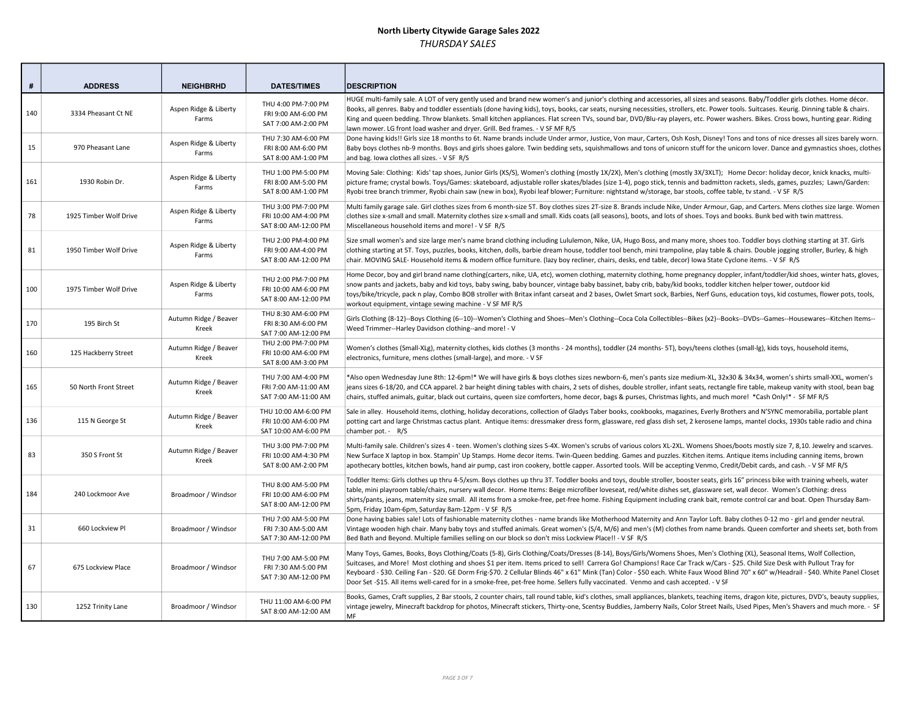# North Liberty Citywide Garage Sales 2022

## *THURSDAY SALES*

| # | ADDRESS | NEIGHBRHD | DATES/TIMES | DESCRIPTION |
|---|---|---|---|---|
| 140 | 3334 Pheasant Ct NE | Aspen Ridge & Liberty Farms | THU 4:00 PM-7:00 PM<br>FRI 9:00 AM-6:00 PM<br>SAT 7:00 AM-2:00 PM | HUGE multi-family sale. A LOT of very gently used and brand new women's and junior's clothing and accessories, all sizes and seasons. Baby/Toddler girls clothes. Home décor. Books, all genres. Baby and toddler essentials (done having kids), toys, books, car seats, nursing necessities, strollers, etc. Power tools. Suitcases. Keurig. Dinning table & chairs. King and queen bedding. Throw blankets. Small kitchen appliances. Flat screen TVs, sound bar, DVD/Blu-ray players, etc. Power washers. Bikes. Cross bows, hunting gear. Riding lawn mower. LG front load washer and dryer. Grill. Bed frames. - V SF MF R/S |
| 15 | 970 Pheasant Lane | Aspen Ridge & Liberty Farms | THU 7:30 AM-6:00 PM<br>FRI 8:00 AM-6:00 PM<br>SAT 8:00 AM-1:00 PM | Done having kids!! Girls size 18 months to 6t. Name brands include Under armor, Justice, Von maur, Carters, Osh Kosh, Disney! Tons and tons of nice dresses all sizes barely worn. Baby boys clothes nb-9 months. Boys and girls shoes galore. Twin bedding sets, squishmallows and tons of unicorn stuff for the unicorn lover. Dance and gymnastics shoes, clothes and bag. Iowa clothes all sizes. - V SF R/S |
| 161 | 1930 Robin Dr. | Aspen Ridge & Liberty Farms | THU 1:00 PM-5:00 PM<br>FRI 8:00 AM-5:00 PM<br>SAT 8:00 AM-1:00 PM | Moving Sale: Clothing: Kids' tap shoes, Junior Girls (XS/S), Women's clothing (mostly 1X/2X), Men's clothing (mostly 3X/3XLT); Home Decor: holiday decor, knick knacks, multi-picture frame; crystal bowls. Toys/Games: skateboard, adjustable roller skates/blades (size 1-4), pogo stick, tennis and badmitton rackets, sleds, games, puzzles; Lawn/Garden: Ryobi tree branch trimmer, Ryobi chain saw (new in box), Ryobi leaf blower; Furniture: nightstand w/storage, bar stools, coffee table, tv stand. - V SF R/S |
| 78 | 1925 Timber Wolf Drive | Aspen Ridge & Liberty Farms | THU 3:00 PM-7:00 PM<br>FRI 10:00 AM-4:00 PM<br>SAT 8:00 AM-1:00 PM | Multi family garage sale. Girl clothes sizes from 6 month-size 5T. Boy clothes sizes 2T-size 8. Brands include Nike, Under Armour, Gap, and Carters. Mens clothes size large. Women clothes size x-small and small. Maternity clothes size x-small and small. Kids coats (all seasons), boots, and lots of shoes. Toys and books. Bunk bed with twin mattress. Miscellaneous household items and more! - V SF R/S |
| 81 | 1950 Timber Wolf Drive | Aspen Ridge & Liberty Farms | THU 2:00 PM-4:00 PM<br>FRI 9:00 AM-4:00 PM<br>SAT 8:00 AM-12:00 PM | Size small women's and size large men's name brand clothing including Lululemon, Nike, UA, Hugo Boss, and many more, shoes too. Toddler boys clothing starting at 3T. Girls clothing starting at 5T. Toys, puzzles, books, kitchen, dolls, barbie dream house, toddler tool bench, mini trampoline, play table & chairs. Double jogging stroller, Burley, & high chair. MOVING SALE- Household items & modern office furniture. (lazy boy recliner, chairs, desks, end table, decor) Iowa State Cyclone items. - V SF R/S |
| 100 | 1975 Timber Wolf Drive | Aspen Ridge & Liberty Farms | THU 2:00 PM-7:00 PM<br>FRI 10:00 AM-6:00 PM<br>SAT 8:00 AM-12:00 PM | Home Decor, boy and girl brand name clothing(carters, nike, UA, etc), women clothing, maternity clothing, home pregnancy doppler, infant/toddler/kid shoes, winter hats, gloves, snow pants and jackets, baby and kid toys, baby swing, baby bouncer, vintage baby bassinet, baby crib, baby/kid books, toddler kitchen helper tower, outdoor kid toys/bike/tricycle, pack n play, Combo BOB stroller with Britax infant carseat and 2 bases, Owlet Smart sock, Barbies, Nerf Guns, education toys, kid costumes, flower pots, tools, workout equipment, vintage sewing machine - V SF MF R/S |
| 170 | 195 Birch St | Autumn Ridge / Beaver Kreek | THU 8:30 AM-6:00 PM<br>FRI 8:30 AM-6:00 PM<br>SAT 7:00 AM-12:00 PM | Girls Clothing (8-12)--Boys Clothing (6--10)--Women's Clothing and Shoes--Men's Clothing--Coca Cola Collectibles--Bikes (x2)--Books--DVDs--Games--Housewares--Kitchen Items--Weed Trimmer--Harley Davidson clothing--and more! - V |
| 160 | 125 Hackberry Street | Autumn Ridge / Beaver Kreek | THU 2:00 PM-7:00 PM<br>FRI 10:00 AM-6:00 PM<br>SAT 8:00 AM-3:00 PM | Women's clothes (Small-XLg), maternity clothes, kids clothes (3 months - 24 months), toddler (24 months- 5T), boys/teens clothes (small-lg), kids toys, household items, electronics, furniture, mens clothes (small-large), and more. - V SF |
| 165 | 50 North Front Street | Autumn Ridge / Beaver Kreek | THU 7:00 AM-4:00 PM<br>FRI 7:00 AM-11:00 AM<br>SAT 7:00 AM-11:00 AM | *Also open Wednesday June 8th: 12-6pm!* We will have girls & boys clothes sizes newborn-6, men's pants size medium-XL, 32x30 & 34x34, women's shirts small-XXL, women's jeans sizes 6-18/20, and CCA apparel. 2 bar height dining tables with chairs, 2 sets of dishes, double stroller, infant seats, rectangle fire table, makeup vanity with stool, bean bag chairs, stuffed animals, guitar, black out curtains, queen size comforters, home decor, bags & purses, Christmas lights, and much more! *Cash Only!* - SF MF R/S |
| 136 | 115 N George St | Autumn Ridge / Beaver Kreek | THU 10:00 AM-6:00 PM<br>FRI 10:00 AM-6:00 PM<br>SAT 10:00 AM-6:00 PM | Sale in alley. Household items, clothing, holiday decorations, collection of Gladys Taber books, cookbooks, magazines, Everly Brothers and N'SYNC memorabilia, portable plant potting cart and large Christmas cactus plant. Antique items: dressmaker dress form, glassware, red glass dish set, 2 kerosene lamps, mantel clocks, 1930s table radio and china chamber pot. - R/S |
| 83 | 350 S Front St | Autumn Ridge / Beaver Kreek | THU 3:00 PM-7:00 PM<br>FRI 10:00 AM-4:30 PM<br>SAT 8:00 AM-2:00 PM | Multi-family sale. Children's sizes 4 - teen. Women's clothing sizes S-4X. Women's scrubs of various colors XL-2XL. Womens Shoes/boots mostly size 7, 8,10. Jewelry and scarves. New Surface X laptop in box. Stampin' Up Stamps. Home decor items. Twin-Queen bedding. Games and puzzles. Kitchen items. Antique items including canning items, brown apothecary bottles, kitchen bowls, hand air pump, cast iron cookery, bottle capper. Assorted tools. Will be accepting Venmo, Credit/Debit cards, and cash. - V SF MF R/S |
| 184 | 240 Lockmoor Ave | Broadmoor / Windsor | THU 8:00 AM-5:00 PM<br>FRI 10:00 AM-6:00 PM<br>SAT 8:00 AM-12:00 PM | Toddler Items: Girls clothes up thru 4-5/xsm. Boys clothes up thru 3T. Toddler books and toys, double stroller, booster seats, girls 16" princess bike with training wheels, water table, mini playroom table/chairs, nursery wall decor. Home Items: Beige microfiber loveseat, red/white dishes set, glassware set, wall decor. Women's Clothing: dress shirts/pants, jeans, maternity size small. All items from a smoke-free, pet-free home. Fishing Equipment including crank bait, remote control car and boat. Open Thursday 8am-5pm, Friday 10am-6pm, Saturday 8am-12pm - V SF R/S |
| 31 | 660 Lockview Pl | Broadmoor / Windsor | THU 7:00 AM-5:00 PM<br>FRI 7:30 AM-5:00 AM<br>SAT 7:30 AM-12:00 PM | Done having babies sale! Lots of fashionable maternity clothes - name brands like Motherhood Maternity and Ann Taylor Loft. Baby clothes 0-12 mo - girl and gender neutral. Vintage wooden high chair. Many baby toys and stuffed animals. Great women's (S/4, M/6) and men's (M) clothes from name brands. Queen comforter and sheets set, both from Bed Bath and Beyond. Multiple families selling on our block so don't miss Lockview Place!! - V SF R/S |
| 67 | 675 Lockview Place | Broadmoor / Windsor | THU 7:00 AM-5:00 PM<br>FRI 7:30 AM-5:00 PM<br>SAT 7:30 AM-12:00 PM | Many Toys, Games, Books, Boys Clothing/Coats (5-8), Girls Clothing/Coats/Dresses (8-14), Boys/Girls/Womens Shoes, Men's Clothing (XL), Seasonal Items, Wolf Collection, Suitcases, and More! Most clothing and shoes $1 per item. Items priced to sell! Carrera Go! Champions! Race Car Track w/Cars - $25. Child Size Desk with Pullout Tray for Keyboard - $30. Ceiling Fan - $20. GE Dorm Frig-$70. 2 Cellular Blinds 46" x 61" Mink (Tan) Color - $50 each. White Faux Wood Blind 70" x 60" w/Headrail - $40. White Panel Closet Door Set -$15. All items well-cared for in a smoke-free, pet-free home. Sellers fully vaccinated. Venmo and cash accepted. - V SF |
| 130 | 1252 Trinity Lane | Broadmoor / Windsor | THU 11:00 AM-6:00 PM<br>SAT 8:00 AM-12:00 AM | Books, Games, Craft supplies, 2 Bar stools, 2 counter chairs, tall round table, kid's clothes, small appliances, blankets, teaching items, dragon kite, pictures, DVD's, beauty supplies, vintage jewelry, Minecraft backdrop for photos, Minecraft stickers, Thirty-one, Scentsy Buddies, Jamberry Nails, Color Street Nails, Used Pipes, Men's Shavers and much more. - SF MF |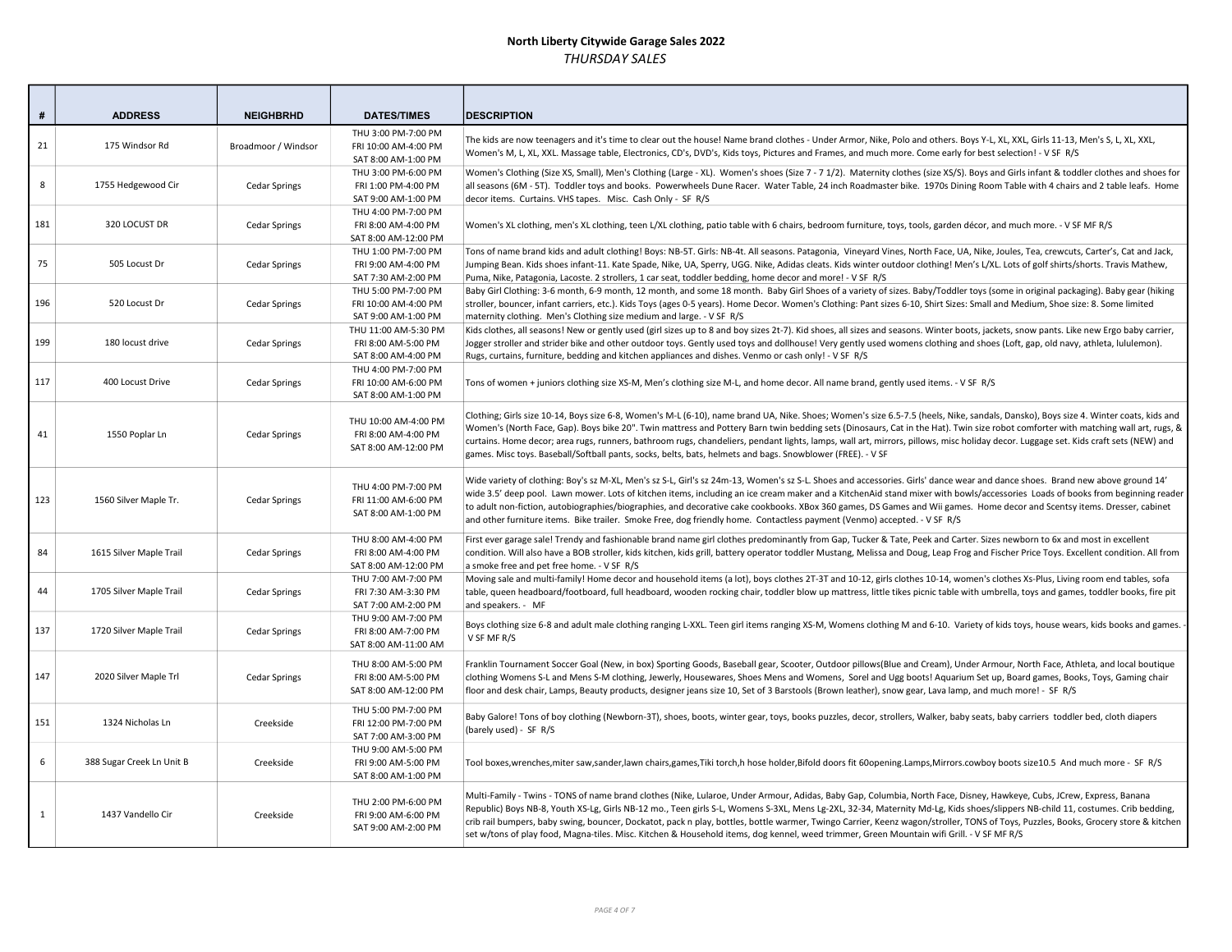# North Liberty Citywide Garage Sales 2022

*THURSDAY SALES*

| # | ADDRESS | NEIGHBRHD | DATES/TIMES | DESCRIPTION |
|---|---|---|---|---|
| 21 | 175 Windsor Rd | Broadmoor / Windsor | THU 3:00 PM-7:00 PM<br>FRI 10:00 AM-4:00 PM<br>SAT 8:00 AM-1:00 PM | The kids are now teenagers and it's time to clear out the house! Name brand clothes - Under Armor, Nike, Polo and others. Boys Y-L, XL, XXL, Girls 11-13, Men's S, L, XL, XXL, Women's M, L, XL, XXL. Massage table, Electronics, CD's, DVD's, Kids toys, Pictures and Frames, and much more. Come early for best selection! - V SF R/S |
| 8 | 1755 Hedgewood Cir | Cedar Springs | THU 3:00 PM-6:00 PM<br>FRI 1:00 PM-4:00 PM<br>SAT 9:00 AM-1:00 PM | Women's Clothing (Size XS, Small), Men's Clothing (Large - XL). Women's shoes (Size 7 - 7 1/2). Maternity clothes (size XS/S). Boys and Girls infant & toddler clothes and shoes for all seasons (6M - 5T). Toddler toys and books. Powerwheels Dune Racer. Water Table, 24 inch Roadmaster bike. 1970s Dining Room Table with 4 chairs and 2 table leafs. Home decor items. Curtains. VHS tapes. Misc. Cash Only - SF R/S |
| 181 | 320 LOCUST DR | Cedar Springs | THU 4:00 PM-7:00 PM<br>FRI 8:00 AM-4:00 PM<br>SAT 8:00 AM-12:00 PM | Women's XL clothing, men's XL clothing, teen L/XL clothing, patio table with 6 chairs, bedroom furniture, toys, tools, garden décor, and much more. - V SF MF R/S |
| 75 | 505 Locust Dr | Cedar Springs | THU 1:00 PM-7:00 PM<br>FRI 9:00 AM-4:00 PM<br>SAT 7:30 AM-2:00 PM | Tons of name brand kids and adult clothing! Boys: NB-5T. Girls: NB-4t. All seasons. Patagonia, Vineyard Vines, North Face, UA, Nike, Joules, Tea, crewcuts, Carter's, Cat and Jack, Jumping Bean. Kids shoes infant-11. Kate Spade, Nike, UA, Sperry, UGG. Nike, Adidas cleats. Kids winter outdoor clothing! Men's L/XL. Lots of golf shirts/shorts. Travis Mathew, Puma, Nike, Patagonia, Lacoste. 2 strollers, 1 car seat, toddler bedding, home decor and more! - V SF R/S |
| 196 | 520 Locust Dr | Cedar Springs | THU 5:00 PM-7:00 PM<br>FRI 10:00 AM-4:00 PM<br>SAT 9:00 AM-1:00 PM | Baby Girl Clothing: 3-6 month, 6-9 month, 12 month, and some 18 month. Baby Girl Shoes of a variety of sizes. Baby/Toddler toys (some in original packaging). Baby gear (hiking stroller, bouncer, infant carriers, etc.). Kids Toys (ages 0-5 years). Home Decor. Women's Clothing: Pant sizes 6-10, Shirt Sizes: Small and Medium, Shoe size: 8. Some limited maternity clothing. Men's Clothing size medium and large. - V SF R/S |
| 199 | 180 locust drive | Cedar Springs | THU 11:00 AM-5:30 PM<br>FRI 8:00 AM-5:00 PM<br>SAT 8:00 AM-4:00 PM | Kids clothes, all seasons! New or gently used (girl sizes up to 8 and boy sizes 2t-7). Kid shoes, all sizes and seasons. Winter boots, jackets, snow pants. Like new Ergo baby carrier, Jogger stroller and strider bike and other outdoor toys. Gently used toys and dollhouse! Very gently used womens clothing and shoes (Loft, gap, old navy, athleta, lululemon). Rugs, curtains, furniture, bedding and kitchen appliances and dishes. Venmo or cash only! - V SF R/S |
| 117 | 400 Locust Drive | Cedar Springs | THU 4:00 PM-7:00 PM<br>FRI 10:00 AM-6:00 PM<br>SAT 8:00 AM-1:00 PM | Tons of women + juniors clothing size XS-M, Men's clothing size M-L, and home decor. All name brand, gently used items. - V SF R/S |
| 41 | 1550 Poplar Ln | Cedar Springs | THU 10:00 AM-4:00 PM<br>FRI 8:00 AM-4:00 PM<br>SAT 8:00 AM-12:00 PM | Clothing; Girls size 10-14, Boys size 6-8, Women's M-L (6-10), name brand UA, Nike. Shoes; Women's size 6.5-7.5 (heels, Nike, sandals, Dansko), Boys size 4. Winter coats, kids and Women's (North Face, Gap). Boys bike 20". Twin mattress and Pottery Barn twin bedding sets (Dinosaurs, Cat in the Hat). Twin size robot comforter with matching wall art, rugs, & curtains. Home decor; area rugs, runners, bathroom rugs, chandeliers, pendant lights, lamps, wall art, mirrors, pillows, misc holiday decor. Luggage set. Kids craft sets (NEW) and games. Misc toys. Baseball/Softball pants, socks, belts, bats, helmets and bags. Snowblower (FREE). - V SF |
| 123 | 1560 Silver Maple Tr. | Cedar Springs | THU 4:00 PM-7:00 PM<br>FRI 11:00 AM-6:00 PM<br>SAT 8:00 AM-1:00 PM | Wide variety of clothing: Boy's sz M-XL, Men's sz S-L, Girl's sz 24m-13, Women's sz S-L. Shoes and accessories. Girls' dance wear and dance shoes. Brand new above ground 14' wide 3.5' deep pool. Lawn mower. Lots of kitchen items, including an ice cream maker and a KitchenAid stand mixer with bowls/accessories Loads of books from beginning reader to adult non-fiction, autobiographies/biographies, and decorative cake cookbooks. XBox 360 games, DS Games and Wii games. Home decor and Scentsy items. Dresser, cabinet and other furniture items. Bike trailer. Smoke Free, dog friendly home. Contactless payment (Venmo) accepted. - V SF R/S |
| 84 | 1615 Silver Maple Trail | Cedar Springs | THU 8:00 AM-4:00 PM<br>FRI 8:00 AM-4:00 PM<br>SAT 8:00 AM-12:00 PM | First ever garage sale! Trendy and fashionable brand name girl clothes predominantly from Gap, Tucker & Tate, Peek and Carter. Sizes newborn to 6x and most in excellent condition. Will also have a BOB stroller, kids kitchen, kids grill, battery operator toddler Mustang, Melissa and Doug, Leap Frog and Fischer Price Toys. Excellent condition. All from a smoke free and pet free home. - V SF R/S |
| 44 | 1705 Silver Maple Trail | Cedar Springs | THU 7:00 AM-7:00 PM<br>FRI 7:30 AM-3:30 PM<br>SAT 7:00 AM-2:00 PM | Moving sale and multi-family! Home decor and household items (a lot), boys clothes 2T-3T and 10-12, girls clothes 10-14, women's clothes Xs-Plus, Living room end tables, sofa table, queen headboard/footboard, full headboard, wooden rocking chair, toddler blow up mattress, little tikes picnic table with umbrella, toys and games, toddler books, fire pit and speakers. - MF |
| 137 | 1720 Silver Maple Trail | Cedar Springs | THU 9:00 AM-7:00 PM<br>FRI 8:00 AM-7:00 PM<br>SAT 8:00 AM-11:00 AM | Boys clothing size 6-8 and adult male clothing ranging L-XXL. Teen girl items ranging XS-M, Womens clothing M and 6-10. Variety of kids toys, house wears, kids books and games. - V SF MF R/S |
| 147 | 2020 Silver Maple Trl | Cedar Springs | THU 8:00 AM-5:00 PM<br>FRI 8:00 AM-5:00 PM<br>SAT 8:00 AM-12:00 PM | Franklin Tournament Soccer Goal (New, in box) Sporting Goods, Baseball gear, Scooter, Outdoor pillows(Blue and Cream), Under Armour, North Face, Athleta, and local boutique clothing Womens S-L and Mens S-M clothing, Jewerly, Housewares, Shoes Mens and Womens, Sorel and Ugg boots! Aquarium Set up, Board games, Books, Toys, Gaming chair floor and desk chair, Lamps, Beauty products, designer jeans size 10, Set of 3 Barstools (Brown leather), snow gear, Lava lamp, and much more! - SF R/S |
| 151 | 1324 Nicholas Ln | Creekside | THU 5:00 PM-7:00 PM<br>FRI 12:00 PM-7:00 PM<br>SAT 7:00 AM-3:00 PM | Baby Galore! Tons of boy clothing (Newborn-3T), shoes, boots, winter gear, toys, books puzzles, decor, strollers, Walker, baby seats, baby carriers toddler bed, cloth diapers (barely used) - SF R/S |
| 6 | 388 Sugar Creek Ln Unit B | Creekside | THU 9:00 AM-5:00 PM<br>FRI 9:00 AM-5:00 PM<br>SAT 8:00 AM-1:00 PM | Tool boxes,wrenches,miter saw,sander,lawn chairs,games,Tiki torch,h hose holder,Bifold doors fit 60opening.Lamps,Mirrors.cowboy boots size10.5 And much more - SF R/S |
| 1 | 1437 Vandello Cir | Creekside | THU 2:00 PM-6:00 PM<br>FRI 9:00 AM-6:00 PM<br>SAT 9:00 AM-2:00 PM | Multi-Family - Twins - TONS of name brand clothes (Nike, Lularoe, Under Armour, Adidas, Baby Gap, Columbia, North Face, Disney, Hawkeye, Cubs, JCrew, Express, Banana Republic) Boys NB-8, Youth XS-Lg, Girls NB-12 mo., Teen girls S-L, Womens S-3XL, Mens Lg-2XL, 32-34, Maternity Md-Lg, Kids shoes/slippers NB-child 11, costumes. Crib bedding, crib rail bumpers, baby swing, bouncer, Dockatot, pack n play, bottles, bottle warmer, Twingo Carrier, Keenz wagon/stroller, TONS of Toys, Puzzles, Books, Grocery store & kitchen set w/tons of play food, Magna-tiles. Misc. Kitchen & Household items, dog kennel, weed trimmer, Green Mountain wifi Grill. - V SF MF R/S |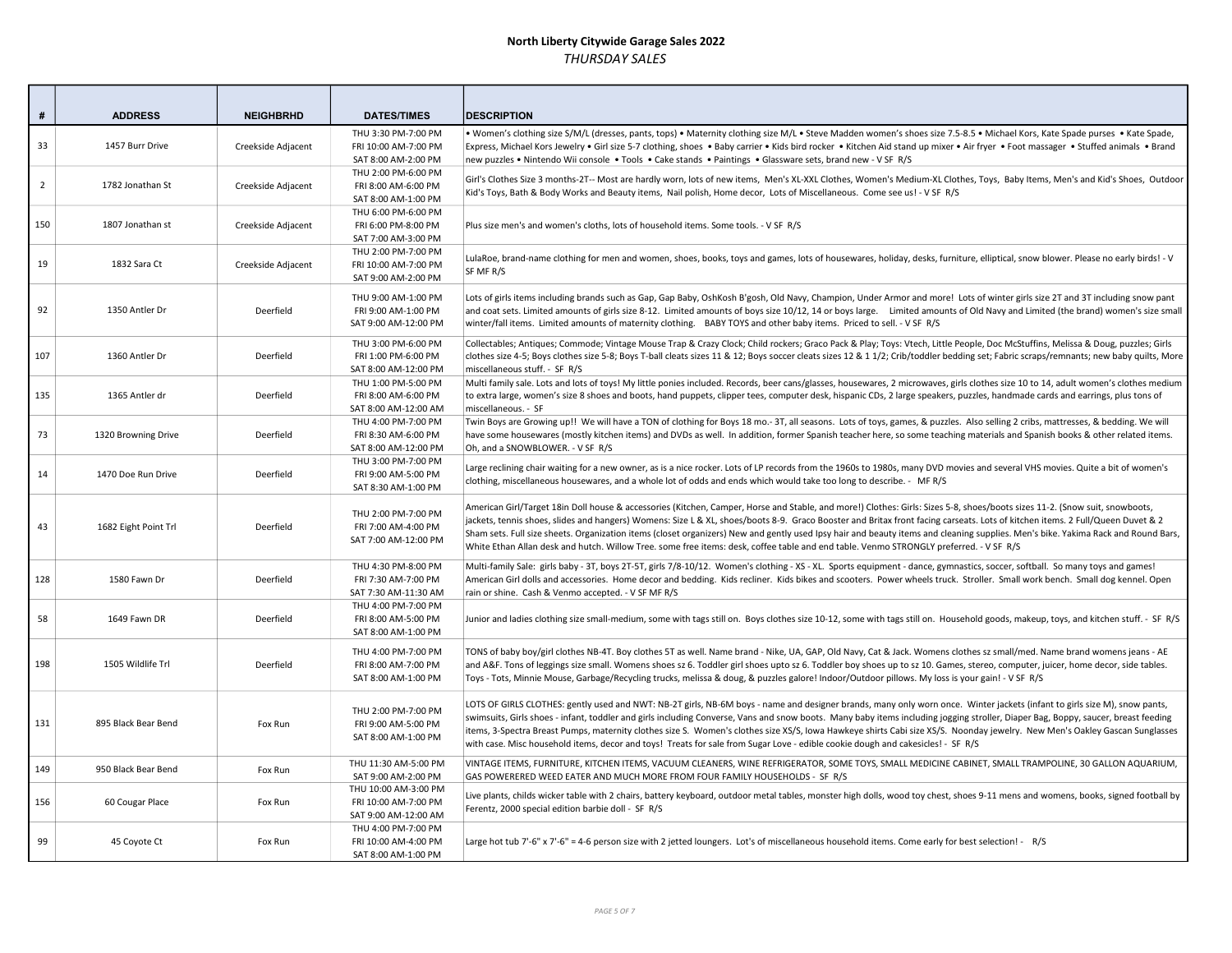**North Liberty Citywide Garage Sales 2022**

*THURSDAY SALES*

| # | ADDRESS | NEIGHBRHD | DATES/TIMES | DESCRIPTION |
|---|---|---|---|---|
| 33 | 1457 Burr Drive | Creekside Adjacent | THU 3:30 PM-7:00 PM<br>FRI 10:00 AM-7:00 PM<br>SAT 8:00 AM-2:00 PM | • Women's clothing size S/M/L (dresses, pants, tops) • Maternity clothing size M/L • Steve Madden women's shoes size 7.5-8.5 • Michael Kors, Kate Spade purses • Kate Spade, Express, Michael Kors Jewelry • Girl size 5-7 clothing, shoes • Baby carrier • Kids bird rocker • Kitchen Aid stand up mixer • Air fryer • Foot massager • Stuffed animals • Brand new puzzles • Nintendo Wii console • Tools • Cake stands • Paintings • Glassware sets, brand new - V SF R/S |
| 2 | 1782 Jonathan St | Creekside Adjacent | THU 2:00 PM-6:00 PM<br>FRI 8:00 AM-6:00 PM<br>SAT 8:00 AM-1:00 PM | Girl's Clothes Size 3 months-2T-- Most are hardly worn, lots of new items, Men's XL-XXL Clothes, Women's Medium-XL Clothes, Toys, Baby Items, Men's and Kid's Shoes, Outdoor Kid's Toys, Bath & Body Works and Beauty items, Nail polish, Home decor, Lots of Miscellaneous. Come see us! - V SF R/S |
| 150 | 1807 Jonathan st | Creekside Adjacent | THU 6:00 PM-6:00 PM<br>FRI 6:00 PM-8:00 PM<br>SAT 7:00 AM-3:00 PM | Plus size men's and women's cloths, lots of household items. Some tools. - V SF R/S |
| 19 | 1832 Sara Ct | Creekside Adjacent | THU 2:00 PM-7:00 PM<br>FRI 10:00 AM-7:00 PM<br>SAT 9:00 AM-2:00 PM | LulaRoe, brand-name clothing for men and women, shoes, books, toys and games, lots of housewares, holiday, desks, furniture, elliptical, snow blower. Please no early birds! - V SF MF R/S |
| 92 | 1350 Antler Dr | Deerfield | THU 9:00 AM-1:00 PM<br>FRI 9:00 AM-1:00 PM<br>SAT 9:00 AM-12:00 PM | Lots of girls items including brands such as Gap, Gap Baby, OshKosh B'gosh, Old Navy, Champion, Under Armor and more! Lots of winter girls size 2T and 3T including snow pant and coat sets. Limited amounts of girls size 8-12. Limited amounts of boys size 10/12, 14 or boys large. Limited amounts of Old Navy and Limited (the brand) women's size small winter/fall items. Limited amounts of maternity clothing. BABY TOYS and other baby items. Priced to sell. - V SF R/S |
| 107 | 1360 Antler Dr | Deerfield | THU 3:00 PM-6:00 PM<br>FRI 1:00 PM-6:00 PM<br>SAT 8:00 AM-12:00 PM | Collectables; Antiques; Commode; Vintage Mouse Trap & Crazy Clock; Child rockers; Graco Pack & Play; Toys: Vtech, Little People, Doc McStuffins, Melissa & Doug, puzzles; Girls clothes size 4-5; Boys clothes size 5-8; Boys T-ball cleats sizes 11 & 12; Boys soccer cleats sizes 12 & 1 1/2; Crib/toddler bedding set; Fabric scraps/remnants; new baby quilts, More miscellaneous stuff. - SF R/S |
| 135 | 1365 Antler dr | Deerfield | THU 1:00 PM-5:00 PM<br>FRI 8:00 AM-6:00 PM<br>SAT 8:00 AM-12:00 AM | Multi family sale. Lots and lots of toys! My little ponies included. Records, beer cans/glasses, housewares, 2 microwaves, girls clothes size 10 to 14, adult women's clothes medium to extra large, women's size 8 shoes and boots, hand puppets, clipper tees, computer desk, hispanic CDs, 2 large speakers, puzzles, handmade cards and earrings, plus tons of miscellaneous. - SF |
| 73 | 1320 Browning Drive | Deerfield | THU 4:00 PM-7:00 PM<br>FRI 8:30 AM-6:00 PM<br>SAT 8:00 AM-12:00 PM | Twin Boys are Growing up!! We will have a TON of clothing for Boys 18 mo.- 3T, all seasons. Lots of toys, games, & puzzles. Also selling 2 cribs, mattresses, & bedding. We will have some housewares (mostly kitchen items) and DVDs as well. In addition, former Spanish teacher here, so some teaching materials and Spanish books & other related items. Oh, and a SNOWBLOWER. - V SF R/S |
| 14 | 1470 Doe Run Drive | Deerfield | THU 3:00 PM-7:00 PM<br>FRI 9:00 AM-5:00 PM<br>SAT 8:30 AM-1:00 PM | Large reclining chair waiting for a new owner, as is a nice rocker. Lots of LP records from the 1960s to 1980s, many DVD movies and several VHS movies. Quite a bit of women's clothing, miscellaneous housewares, and a whole lot of odds and ends which would take too long to describe. - MF R/S |
| 43 | 1682 Eight Point Trl | Deerfield | THU 2:00 PM-7:00 PM<br>FRI 7:00 AM-4:00 PM<br>SAT 7:00 AM-12:00 PM | American Girl/Target 18in Doll house & accessories (Kitchen, Camper, Horse and Stable, and more!) Clothes: Girls: Sizes 5-8, shoes/boots sizes 11-2. (Snow suit, snowboots, jackets, tennis shoes, slides and hangers) Womens: Size L & XL, shoes/boots 8-9. Graco Booster and Britax front facing carseats. Lots of kitchen items. 2 Full/Queen Duvet & 2 Sham sets. Full size sheets. Organization items (closet organizers) New and gently used Ipsy hair and beauty items and cleaning supplies. Men's bike. Yakima Rack and Round Bars, White Ethan Allan desk and hutch. Willow Tree. some free items: desk, coffee table and end table. Venmo STRONGLY preferred. - V SF R/S |
| 128 | 1580 Fawn Dr | Deerfield | THU 4:30 PM-8:00 PM<br>FRI 7:30 AM-7:00 PM<br>SAT 7:30 AM-11:30 AM | Multi-family Sale: girls baby - 3T, boys 2T-5T, girls 7/8-10/12. Women's clothing - XS - XL. Sports equipment - dance, gymnastics, soccer, softball. So many toys and games! American Girl dolls and accessories. Home decor and bedding. Kids recliner. Kids bikes and scooters. Power wheels truck. Stroller. Small work bench. Small dog kennel. Open rain or shine. Cash & Venmo accepted. - V SF MF R/S |
| 58 | 1649 Fawn DR | Deerfield | THU 4:00 PM-7:00 PM<br>FRI 8:00 AM-5:00 PM<br>SAT 8:00 AM-1:00 PM | Junior and ladies clothing size small-medium, some with tags still on. Boys clothes size 10-12, some with tags still on. Household goods, makeup, toys, and kitchen stuff. - SF R/S |
| 198 | 1505 Wildlife Trl | Deerfield | THU 4:00 PM-7:00 PM<br>FRI 8:00 AM-7:00 PM<br>SAT 8:00 AM-1:00 PM | TONS of baby boy/girl clothes NB-4T. Boy clothes 5T as well. Name brand - Nike, UA, GAP, Old Navy, Cat & Jack. Womens clothes sz small/med. Name brand womens jeans - AE and A&F. Tons of leggings size small. Womens shoes sz 6. Toddler girl shoes upto sz 6. Toddler boy shoes up to sz 10. Games, stereo, computer, juicer, home decor, side tables. Toys - Tots, Minnie Mouse, Garbage/Recycling trucks, melissa & doug, & puzzles galore! Indoor/Outdoor pillows. My loss is your gain! - V SF R/S |
| 131 | 895 Black Bear Bend | Fox Run | THU 2:00 PM-7:00 PM<br>FRI 9:00 AM-5:00 PM<br>SAT 8:00 AM-1:00 PM | LOTS OF GIRLS CLOTHES: gently used and NWT: NB-2T girls, NB-6M boys - name and designer brands, many only worn once. Winter jackets (infant to girls size M), snow pants, swimsuits, Girls shoes - infant, toddler and girls including Converse, Vans and snow boots. Many baby items including jogging stroller, Diaper Bag, Boppy, saucer, breast feeding items, 3-Spectra Breast Pumps, maternity clothes size S. Women's clothes size XS/S, Iowa Hawkeye shirts Cabi size XS/S. Noonday jewelry. New Men's Oakley Gascan Sunglasses with case. Misc household items, decor and toys! Treats for sale from Sugar Love - edible cookie dough and cakesicles! - SF R/S |
| 149 | 950 Black Bear Bend | Fox Run | THU 11:30 AM-5:00 PM<br>SAT 9:00 AM-2:00 PM | VINTAGE ITEMS, FURNITURE, KITCHEN ITEMS, VACUUM CLEANERS, WINE REFRIGERATOR, SOME TOYS, SMALL MEDICINE CABINET, SMALL TRAMPOLINE, 30 GALLON AQUARIUM, GAS POWERERED WEED EATER AND MUCH MORE FROM FOUR FAMILY HOUSEHOLDS - SF R/S |
| 156 | 60 Cougar Place | Fox Run | THU 10:00 AM-3:00 PM<br>FRI 10:00 AM-7:00 PM<br>SAT 9:00 AM-12:00 AM | Live plants, childs wicker table with 2 chairs, battery keyboard, outdoor metal tables, monster high dolls, wood toy chest, shoes 9-11 mens and womens, books, signed football by Ferentz, 2000 special edition barbie doll - SF R/S |
| 99 | 45 Coyote Ct | Fox Run | THU 4:00 PM-7:00 PM<br>FRI 10:00 AM-4:00 PM<br>SAT 8:00 AM-1:00 PM | Large hot tub 7'-6" x 7'-6" = 4-6 person size with 2 jetted loungers. Lot's of miscellaneous household items. Come early for best selection! - R/S |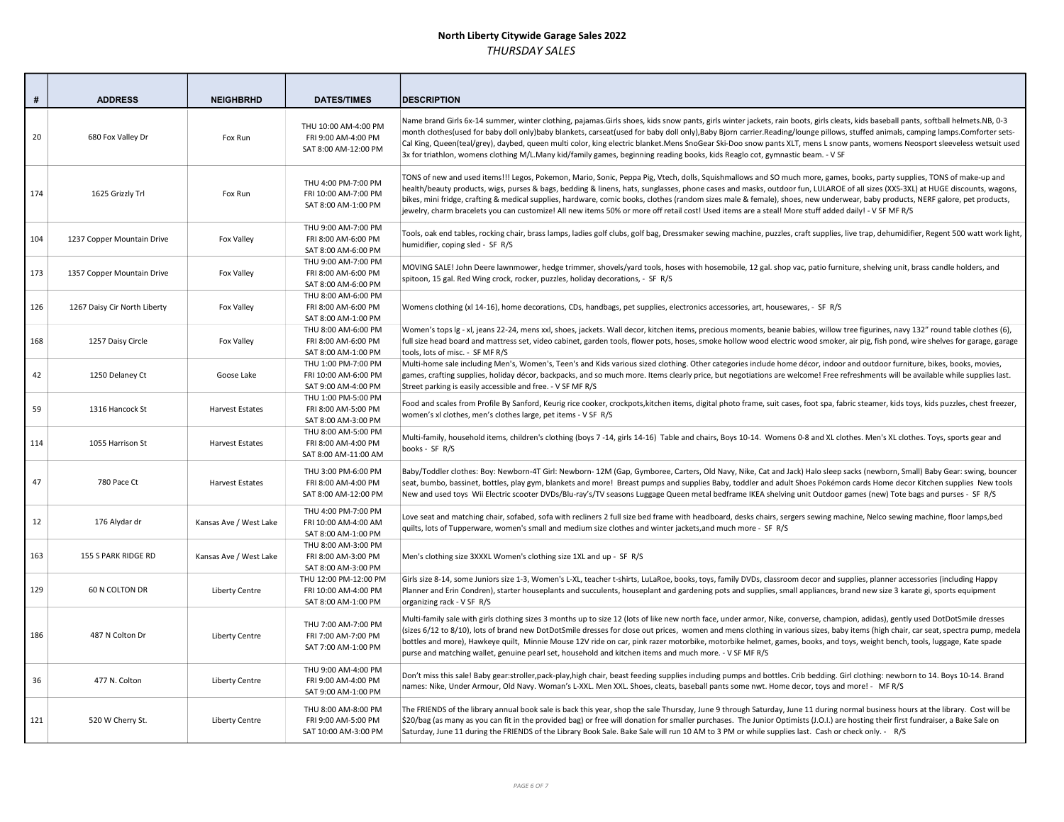# North Liberty Citywide Garage Sales 2022

*THURSDAY SALES*

| # | ADDRESS | NEIGHBRHD | DATES/TIMES | DESCRIPTION |
|---|---|---|---|---|
| 20 | 680 Fox Valley Dr | Fox Run | THU 10:00 AM-4:00 PM<br>FRI 9:00 AM-4:00 PM<br>SAT 8:00 AM-12:00 PM | Name brand Girls 6x-14 summer, winter clothing, pajamas.Girls shoes, kids snow pants, girls winter jackets, rain boots, girls cleats, kids baseball pants, softball helmets.NB, 0-3 month clothes(used for baby doll only)baby blankets, carseat(used for baby doll only),Baby Bjorn carrier.Reading/lounge pillows, stuffed animals, camping lamps.Comforter sets-Cal King, Queen(teal/grey), daybed, queen multi color, king electric blanket.Mens SnoGear Ski-Doo snow pants XLT, mens L snow pants, womens Neosport sleeveless wetsuit used 3x for triathlon, womens clothing M/L.Many kid/family games, beginning reading books, kids Reaglo cot, gymnastic beam. - V SF |
| 174 | 1625 Grizzly Trl | Fox Run | THU 4:00 PM-7:00 PM<br>FRI 10:00 AM-7:00 PM<br>SAT 8:00 AM-1:00 PM | TONS of new and used items!!! Legos, Pokemon, Mario, Sonic, Peppa Pig, Vtech, dolls, Squishmallows and SO much more, games, books, party supplies, TONS of make-up and health/beauty products, wigs, purses & bags, bedding & linens, hats, sunglasses, phone cases and masks, outdoor fun, LULAROE of all sizes (XXS-3XL) at HUGE discounts, wagons, bikes, mini fridge, crafting & medical supplies, hardware, comic books, clothes (random sizes male & female), shoes, new underwear, baby products, NERF galore, pet products, jewelry, charm bracelets you can customize! All new items 50% or more off retail cost! Used items are a steal! More stuff added daily! - V SF MF R/S |
| 104 | 1237 Copper Mountain Drive | Fox Valley | THU 9:00 AM-7:00 PM<br>FRI 8:00 AM-6:00 PM<br>SAT 8:00 AM-6:00 PM | Tools, oak end tables, rocking chair, brass lamps, ladies golf clubs, golf bag, Dressmaker sewing machine, puzzles, craft supplies, live trap, dehumidifier, Regent 500 watt work light, humidifier, coping sled - SF R/S |
| 173 | 1357 Copper Mountain Drive | Fox Valley | THU 9:00 AM-7:00 PM<br>FRI 8:00 AM-6:00 PM<br>SAT 8:00 AM-6:00 PM | MOVING SALE! John Deere lawnmower, hedge trimmer, shovels/yard tools, hoses with hosemobile, 12 gal. shop vac, patio furniture, shelving unit, brass candle holders, and spitoon, 15 gal. Red Wing crock, rocker, puzzles, holiday decorations, - SF R/S |
| 126 | 1267 Daisy Cir North Liberty | Fox Valley | THU 8:00 AM-6:00 PM<br>FRI 8:00 AM-6:00 PM<br>SAT 8:00 AM-1:00 PM | Womens clothing (xl 14-16), home decorations, CDs, handbags, pet supplies, electronics accessories, art, housewares, - SF R/S |
| 168 | 1257 Daisy Circle | Fox Valley | THU 8:00 AM-6:00 PM<br>FRI 8:00 AM-6:00 PM<br>SAT 8:00 AM-1:00 PM | Women's tops lg - xl, jeans 22-24, mens xxl, shoes, jackets. Wall decor, kitchen items, precious moments, beanie babies, willow tree figurines, navy 132" round table clothes (6), full size head board and mattress set, video cabinet, garden tools, flower pots, hoses, smoke hollow wood electric wood smoker, air pig, fish pond, wire shelves for garage, garage tools, lots of misc. - SF MF R/S |
| 42 | 1250 Delaney Ct | Goose Lake | THU 1:00 PM-7:00 PM<br>FRI 10:00 AM-6:00 PM<br>SAT 9:00 AM-4:00 PM | Multi-home sale including Men's, Women's, Teen's and Kids various sized clothing. Other categories include home décor, indoor and outdoor furniture, bikes, books, movies, games, crafting supplies, holiday décor, backpacks, and so much more. Items clearly price, but negotiations are welcome! Free refreshments will be available while supplies last. Street parking is easily accessible and free. - V SF MF R/S |
| 59 | 1316 Hancock St | Harvest Estates | THU 1:00 PM-5:00 PM<br>FRI 8:00 AM-5:00 PM<br>SAT 8:00 AM-3:00 PM | Food and scales from Profile By Sanford, Keurig rice cooker, crockpots,kitchen items, digital photo frame, suit cases, foot spa, fabric steamer, kids toys, kids puzzles, chest freezer, women's xl clothes, men's clothes large, pet items - V SF R/S |
| 114 | 1055 Harrison St | Harvest Estates | THU 8:00 AM-5:00 PM<br>FRI 8:00 AM-4:00 PM<br>SAT 8:00 AM-11:00 AM | Multi-family, household items, children's clothing (boys 7 -14, girls 14-16) Table and chairs, Boys 10-14. Womens 0-8 and XL clothes. Men's XL clothes. Toys, sports gear and books - SF R/S |
| 47 | 780 Pace Ct | Harvest Estates | THU 3:00 PM-6:00 PM<br>FRI 8:00 AM-4:00 PM<br>SAT 8:00 AM-12:00 PM | Baby/Toddler clothes: Boy: Newborn-4T Girl: Newborn- 12M (Gap, Gymboree, Carters, Old Navy, Nike, Cat and Jack) Halo sleep sacks (newborn, Small) Baby Gear: swing, bouncer seat, bumbo, bassinet, bottles, play gym, blankets and more! Breast pumps and supplies Baby, toddler and adult Shoes Pokémon cards Home decor Kitchen supplies New tools New and used toys Wii Electric scooter DVDs/Blu-ray's/TV seasons Luggage Queen metal bedframe IKEA shelving unit Outdoor games (new) Tote bags and purses - SF R/S |
| 12 | 176 Alydar dr | Kansas Ave / West Lake | THU 4:00 PM-7:00 PM<br>FRI 10:00 AM-4:00 AM<br>SAT 8:00 AM-1:00 PM | Love seat and matching chair, sofabed, sofa with recliners 2 full size bed frame with headboard, desks chairs, sergers sewing machine, Nelco sewing machine, floor lamps,bed quilts, lots of Tupperware, women's small and medium size clothes and winter jackets,and much more - SF R/S |
| 163 | 155 S PARK RIDGE RD | Kansas Ave / West Lake | THU 8:00 AM-3:00 PM<br>FRI 8:00 AM-3:00 PM<br>SAT 8:00 AM-3:00 PM | Men's clothing size 3XXXL Women's clothing size 1XL and up - SF R/S |
| 129 | 60 N COLTON DR | Liberty Centre | THU 12:00 PM-12:00 PM<br>FRI 10:00 AM-4:00 PM<br>SAT 8:00 AM-1:00 PM | Girls size 8-14, some Juniors size 1-3, Women's L-XL, teacher t-shirts, LuLaRoe, books, toys, family DVDs, classroom decor and supplies, planner accessories (including Happy Planner and Erin Condren), starter houseplants and succulents, houseplant and gardening pots and supplies, small appliances, brand new size 3 karate gi, sports equipment organizing rack - V SF R/S |
| 186 | 487 N Colton Dr | Liberty Centre | THU 7:00 AM-7:00 PM<br>FRI 7:00 AM-7:00 PM<br>SAT 7:00 AM-1:00 PM | Multi-family sale with girls clothing sizes 3 months up to size 12 (lots of like new north face, under armor, Nike, converse, champion, adidas), gently used DotDotSmile dresses (sizes 6/12 to 8/10), lots of brand new DotDotSmile dresses for close out prices, women and mens clothing in various sizes, baby items (high chair, car seat, spectra pump, medela bottles and more), Hawkeye quilt, Minnie Mouse 12V ride on car, pink razer motorbike, motorbike helmet, games, books, and toys, weight bench, tools, luggage, Kate spade purse and matching wallet, genuine pearl set, household and kitchen items and much more. - V SF MF R/S |
| 36 | 477 N. Colton | Liberty Centre | THU 9:00 AM-4:00 PM<br>FRI 9:00 AM-4:00 PM<br>SAT 9:00 AM-1:00 PM | Don't miss this sale! Baby gear:stroller,pack-play,high chair, beast feeding supplies including pumps and bottles. Crib bedding. Girl clothing: newborn to 14. Boys 10-14. Brand names: Nike, Under Armour, Old Navy. Woman's L-XXL. Men XXL. Shoes, cleats, baseball pants some nwt. Home decor, toys and more! - MF R/S |
| 121 | 520 W Cherry St. | Liberty Centre | THU 8:00 AM-8:00 PM<br>FRI 9:00 AM-5:00 PM<br>SAT 10:00 AM-3:00 PM | The FRIENDS of the library annual book sale is back this year, shop the sale Thursday, June 9 through Saturday, June 11 during normal business hours at the library. Cost will be $20/bag (as many as you can fit in the provided bag) or free will donation for smaller purchases. The Junior Optimists (J.O.I.) are hosting their first fundraiser, a Bake Sale on Saturday, June 11 during the FRIENDS of the Library Book Sale. Bake Sale will run 10 AM to 3 PM or while supplies last. Cash or check only. - R/S |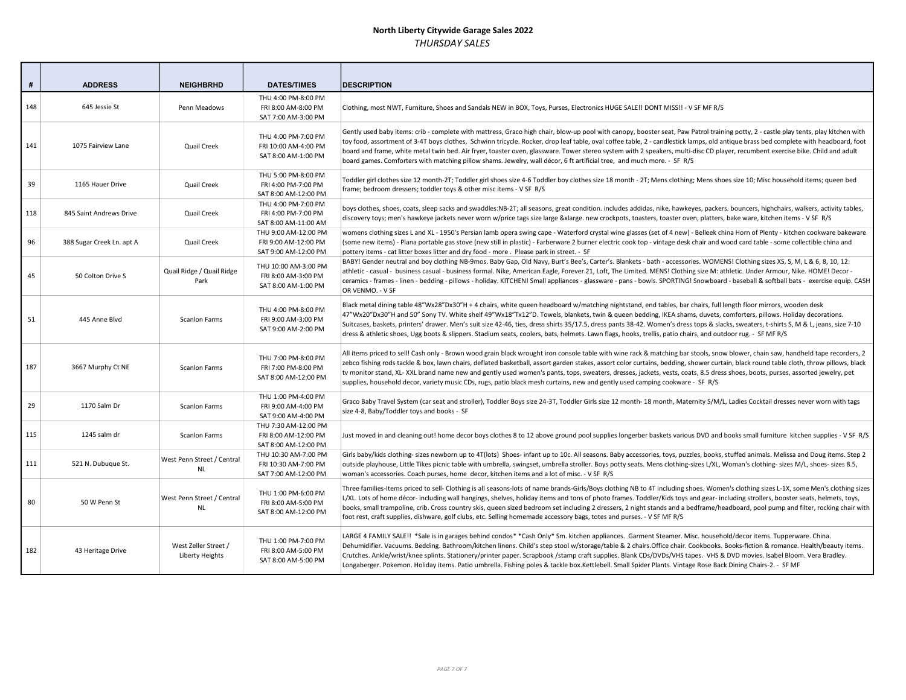# North Liberty Citywide Garage Sales 2022

*THURSDAY SALES*

| # | ADDRESS | NEIGHBRHD | DATES/TIMES | DESCRIPTION |
|---|---|---|---|---|
| 148 | 645 Jessie St | Penn Meadows | THU 4:00 PM-8:00 PM<br>FRI 8:00 AM-8:00 PM<br>SAT 7:00 AM-3:00 PM | Clothing, most NWT, Furniture, Shoes and Sandals NEW in BOX, Toys, Purses, Electronics HUGE SALE!! DONT MISS!! - V SF MF R/S |
| 141 | 1075 Fairview Lane | Quail Creek | THU 4:00 PM-7:00 PM<br>FRI 10:00 AM-4:00 PM<br>SAT 8:00 AM-1:00 PM | Gently used baby items: crib - complete with mattress, Graco high chair, blow-up pool with canopy, booster seat, Paw Patrol training potty, 2 - castle play tents, play kitchen with toy food, assortment of 3-4T boys clothes, Schwinn tricycle. Rocker, drop leaf table, oval coffee table, 2 - candlestick lamps, old antique brass bed complete with headboard, foot board and frame, white metal twin bed. Air fryer, toaster oven, glassware. Tower stereo system with 2 speakers, multi-disc CD player, recumbent exercise bike. Child and adult board games. Comforters with matching pillow shams. Jewelry, wall décor, 6 ft artificial tree, and much more. - SF R/S |
| 39 | 1165 Hauer Drive | Quail Creek | THU 5:00 PM-8:00 PM<br>FRI 4:00 PM-7:00 PM<br>SAT 8:00 AM-12:00 PM | Toddler girl clothes size 12 month-2T; Toddler girl shoes size 4-6 Toddler boy clothes size 18 month - 2T; Mens clothing; Mens shoes size 10; Misc household items; queen bed frame; bedroom dressers; toddler toys & other misc items - V SF R/S |
| 118 | 845 Saint Andrews Drive | Quail Creek | THU 4:00 PM-7:00 PM<br>FRI 4:00 PM-7:00 PM<br>SAT 8:00 AM-11:00 AM | boys clothes, shoes, coats, sleep sacks and swaddles:NB-2T; all seasons, great condition. includes addidas, nike, hawkeyes, packers. bouncers, highchairs, walkers, activity tables, discovery toys; men's hawkeye jackets never worn w/price tags size large &xlarge. new crockpots, toasters, toaster oven, platters, bake ware, kitchen items - V SF R/S |
| 96 | 388 Sugar Creek Ln. apt A | Quail Creek | THU 9:00 AM-12:00 PM<br>FRI 9:00 AM-12:00 PM<br>SAT 9:00 AM-12:00 PM | womens clothing sizes L and XL - 1950's Persian lamb opera swing cape - Waterford crystal wine glasses (set of 4 new) - Belleek china Horn of Plenty - kitchen cookware bakeware (some new items) - Plana portable gas stove (new still in plastic) - Farberware 2 burner electric cook top - vintage desk chair and wood card table - some collectible china and pottery items - cat litter boxes litter and dry food - more . Please park in street. - SF |
| 45 | 50 Colton Drive S | Quail Ridge / Quail Ridge Park | THU 10:00 AM-3:00 PM<br>FRI 8:00 AM-3:00 PM<br>SAT 8:00 AM-1:00 PM | BABY! Gender neutral and boy clothing NB-9mos. Baby Gap, Old Navy, Burt's Bee's, Carter's. Blankets - bath - accessories. WOMENS! Clothing sizes XS, S, M, L & 6, 8, 10, 12: athletic - casual - business casual - business formal. Nike, American Eagle, Forever 21, Loft, The Limited. MENS! Clothing size M: athletic. Under Armour, Nike. HOME! Decor - ceramics - frames - linen - bedding - pillows - holiday. KITCHEN! Small appliances - glassware - pans - bowls. SPORTING! Snowboard - baseball & softball bats - exercise equip. CASH OR VENMO. - V SF |
| 51 | 445 Anne Blvd | Scanlon Farms | THU 4:00 PM-8:00 PM<br>FRI 9:00 AM-3:00 PM<br>SAT 9:00 AM-2:00 PM | Black metal dining table 48"Wx28"Dx30"H + 4 chairs, white queen headboard w/matching nightstand, end tables, bar chairs, full length floor mirrors, wooden desk 47"Wx20"Dx30"H and 50" Sony TV. White shelf 49"Wx18"Tx12"D. Towels, blankets, twin & queen bedding, IKEA shams, duvets, comforters, pillows. Holiday decorations. Suitcases, baskets, printers' drawer. Men's suit size 42-46, ties, dress shirts 35/17.5, dress pants 38-42. Women's dress tops & slacks, sweaters, t-shirts S, M & L, jeans, size 7-10 dress & athletic shoes, Ugg boots & slippers. Stadium seats, coolers, bats, helmets. Lawn flags, hooks, trellis, patio chairs, and outdoor rug. - SF MF R/S |
| 187 | 3667 Murphy Ct NE | Scanlon Farms | THU 7:00 PM-8:00 PM<br>FRI 7:00 PM-8:00 PM<br>SAT 8:00 AM-12:00 PM | All items priced to sell! Cash only - Brown wood grain black wrought iron console table with wine rack & matching bar stools, snow blower, chain saw, handheld tape recorders, 2 zebco fishing rods tackle & box, lawn chairs, deflated basketball, assort garden stakes, assort color curtains, bedding, shower curtain, black round table cloth, throw pillows, black tv monitor stand, XL- XXL brand name new and gently used women's pants, tops, sweaters, dresses, jackets, vests, coats, 8.5 dress shoes, boots, purses, assorted jewelry, pet supplies, household decor, variety music CDs, rugs, patio black mesh curtains, new and gently used camping cookware - SF R/S |
| 29 | 1170 Salm Dr | Scanlon Farms | THU 1:00 PM-4:00 PM<br>FRI 9:00 AM-4:00 PM<br>SAT 9:00 AM-4:00 PM | Graco Baby Travel System (car seat and stroller), Toddler Boys size 24-3T, Toddler Girls size 12 month- 18 month, Maternity S/M/L, Ladies Cocktail dresses never worn with tags size 4-8, Baby/Toddler toys and books - SF |
| 115 | 1245 salm dr | Scanlon Farms | THU 7:30 AM-12:00 PM<br>FRI 8:00 AM-12:00 PM<br>SAT 8:00 AM-12:00 PM | Just moved in and cleaning out! home decor boys clothes 8 to 12 above ground pool supplies longerber baskets various DVD and books small furniture kitchen supplies - V SF R/S |
| 111 | 521 N. Dubuque St. | West Penn Street / Central NL | THU 10:30 AM-7:00 PM<br>FRI 10:30 AM-7:00 PM<br>SAT 7:00 AM-12:00 PM | Girls baby/kids clothing- sizes newborn up to 4T(lots) Shoes- infant up to 10c. All seasons. Baby accessories, toys, puzzles, books, stuffed animals. Melissa and Doug items. Step 2 outside playhouse, Little Tikes picnic table with umbrella, swingset, umbrella stroller. Boys potty seats. Mens clothing-sizes L/XL, Woman's clothing- sizes M/L, shoes- sizes 8.5, woman's accessories. Coach purses, home decor, kitchen items and a lot of misc. - V SF R/S |
| 80 | 50 W Penn St | West Penn Street / Central NL | THU 1:00 PM-6:00 PM<br>FRI 8:00 AM-5:00 PM<br>SAT 8:00 AM-12:00 PM | Three families-Items priced to sell- Clothing is all seasons-lots of name brands-Girls/Boys clothing NB to 4T including shoes. Women's clothing sizes L-1X, some Men's clothing sizes L/XL. Lots of home décor- including wall hangings, shelves, holiday items and tons of photo frames. Toddler/Kids toys and gear- including strollers, booster seats, helmets, toys, books, small trampoline, crib. Cross country skis, queen sized bedroom set including 2 dressers, 2 night stands and a bedframe/headboard, pool pump and filter, rocking chair with foot rest, craft supplies, dishware, golf clubs, etc. Selling homemade accessory bags, totes and purses. - V SF MF R/S |
| 182 | 43 Heritage Drive | West Zeller Street / Liberty Heights | THU 1:00 PM-7:00 PM<br>FRI 8:00 AM-5:00 PM<br>SAT 8:00 AM-5:00 PM | LARGE 4 FAMILY SALE!! *Sale is in garages behind condos* *Cash Only* Sm. kitchen appliances. Garment Steamer. Misc. household/decor items. Tupperware. China. Dehumidifier. Vacuums. Bedding. Bathroom/kitchen linens. Child's step stool w/storage/table & 2 chairs.Office chair. Cookbooks. Books-fiction & romance. Health/beauty items. Crutches. Ankle/wrist/knee splints. Stationery/printer paper. Scrapbook /stamp craft supplies. Blank CDs/DVDs/VHS tapes. VHS & DVD movies. Isabel Bloom. Vera Bradley. Longaberger. Pokemon. Holiday items. Patio umbrella. Fishing poles & tackle box.Kettlebell. Small Spider Plants. Vintage Rose Back Dining Chairs-2. - SF MF |